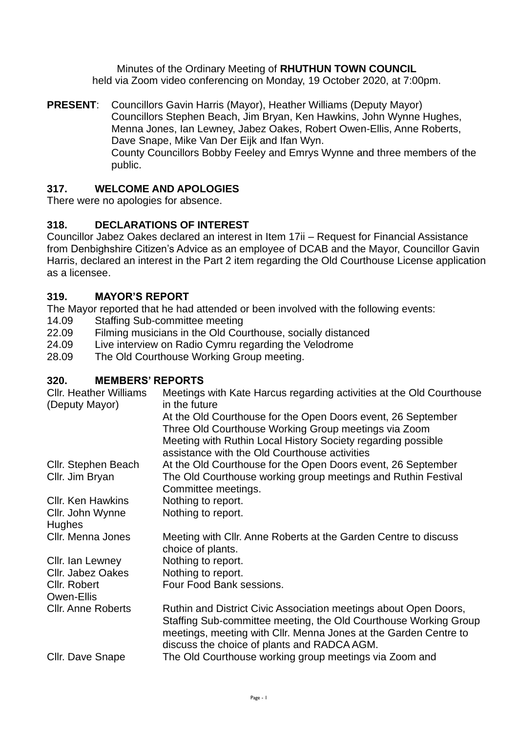Minutes of the Ordinary Meeting of **RHUTHUN TOWN COUNCIL**
held via Zoom video conferencing on Monday, 19 October 2020, at 7:00pm.

**PRESENT**: Councillors Gavin Harris (Mayor), Heather Williams (Deputy Mayor) Councillors Stephen Beach, Jim Bryan, Ken Hawkins, John Wynne Hughes, Menna Jones, Ian Lewney, Jabez Oakes, Robert Owen-Ellis, Anne Roberts, Dave Snape, Mike Van Der Eijk and Ifan Wyn.
County Councillors Bobby Feeley and Emrys Wynne and three members of the public.

## 317. WELCOME AND APOLOGIES

There were no apologies for absence.

## 318. DECLARATIONS OF INTEREST

Councillor Jabez Oakes declared an interest in Item 17ii – Request for Financial Assistance from Denbighshire Citizen's Advice as an employee of DCAB and the Mayor, Councillor Gavin Harris, declared an interest in the Part 2 item regarding the Old Courthouse License application as a licensee.

## 319. MAYOR'S REPORT

The Mayor reported that he had attended or been involved with the following events:

| | |
|---|---|
| 14.09 | Staffing Sub-committee meeting |
| 22.09 | Filming musicians in the Old Courthouse, socially distanced |
| 24.09 | Live interview on Radio Cymru regarding the Velodrome |
| 28.09 | The Old Courthouse Working Group meeting. |

## 320. MEMBERS' REPORTS

| | |
|---|---|
| Cllr. Heather Williams (Deputy Mayor) | Meetings with Kate Harcus regarding activities at the Old Courthouse in the future<br>At the Old Courthouse for the Open Doors event, 26 September<br>Three Old Courthouse Working Group meetings via Zoom<br>Meeting with Ruthin Local History Society regarding possible assistance with the Old Courthouse activities |
| Cllr. Stephen Beach | At the Old Courthouse for the Open Doors event, 26 September |
| Cllr. Jim Bryan | The Old Courthouse working group meetings and Ruthin Festival Committee meetings. |
| Cllr. Ken Hawkins | Nothing to report. |
| Cllr. John Wynne Hughes | Nothing to report. |
| Cllr. Menna Jones | Meeting with Cllr. Anne Roberts at the Garden Centre to discuss choice of plants. |
| Cllr. Ian Lewney | Nothing to report. |
| Cllr. Jabez Oakes | Nothing to report. |
| Cllr. Robert Owen-Ellis | Four Food Bank sessions. |
| Cllr. Anne Roberts | Ruthin and District Civic Association meetings about Open Doors, Staffing Sub-committee meeting, the Old Courthouse Working Group meetings, meeting with Cllr. Menna Jones at the Garden Centre to discuss the choice of plants and RADCA AGM. |
| Cllr. Dave Snape | The Old Courthouse working group meetings via Zoom and |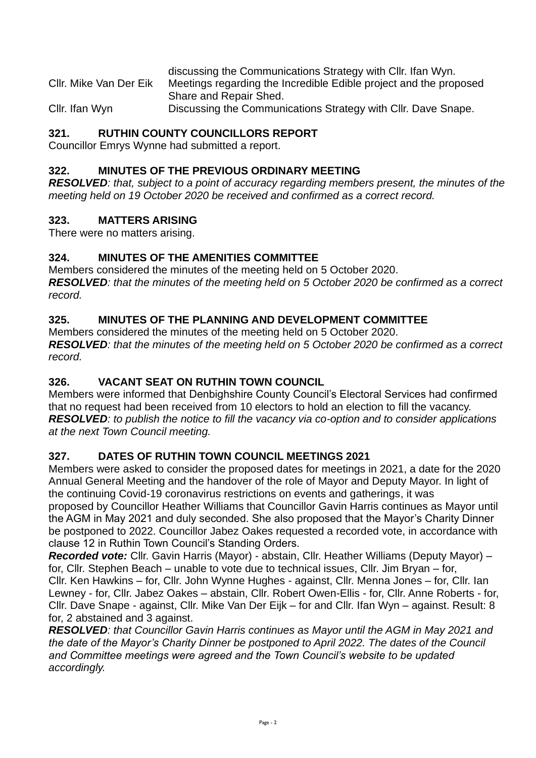| | |
|---|---|
| | discussing the Communications Strategy with Cllr. Ifan Wyn. |
| Cllr. Mike Van Der Eik | Meetings regarding the Incredible Edible project and the proposed Share and Repair Shed. |
| Cllr. Ifan Wyn | Discussing the Communications Strategy with Cllr. Dave Snape. |

## 321. RUTHIN COUNTY COUNCILLORS REPORT

Councillor Emrys Wynne had submitted a report.

## 322. MINUTES OF THE PREVIOUS ORDINARY MEETING

***RESOLVED****: that, subject to a point of accuracy regarding members present, the minutes of the meeting held on 19 October 2020 be received and confirmed as a correct record.*

## 323. MATTERS ARISING

There were no matters arising.

## 324. MINUTES OF THE AMENITIES COMMITTEE

Members considered the minutes of the meeting held on 5 October 2020.

***RESOLVED****: that the minutes of the meeting held on 5 October 2020 be confirmed as a correct record.*

## 325. MINUTES OF THE PLANNING AND DEVELOPMENT COMMITTEE

Members considered the minutes of the meeting held on 5 October 2020.

***RESOLVED****: that the minutes of the meeting held on 5 October 2020 be confirmed as a correct record.*

## 326. VACANT SEAT ON RUTHIN TOWN COUNCIL

Members were informed that Denbighshire County Council's Electoral Services had confirmed that no request had been received from 10 electors to hold an election to fill the vacancy.

***RESOLVED****: to publish the notice to fill the vacancy via co-option and to consider applications at the next Town Council meeting.*

## 327. DATES OF RUTHIN TOWN COUNCIL MEETINGS 2021

Members were asked to consider the proposed dates for meetings in 2021, a date for the 2020 Annual General Meeting and the handover of the role of Mayor and Deputy Mayor. In light of the continuing Covid-19 coronavirus restrictions on events and gatherings, it was proposed by Councillor Heather Williams that Councillor Gavin Harris continues as Mayor until the AGM in May 2021 and duly seconded. She also proposed that the Mayor's Charity Dinner be postponed to 2022. Councillor Jabez Oakes requested a recorded vote, in accordance with clause 12 in Ruthin Town Council's Standing Orders.

***Recorded vote:*** Cllr. Gavin Harris (Mayor) - abstain, Cllr. Heather Williams (Deputy Mayor) – for, Cllr. Stephen Beach – unable to vote due to technical issues, Cllr. Jim Bryan – for, Cllr. Ken Hawkins – for, Cllr. John Wynne Hughes - against, Cllr. Menna Jones – for, Cllr. Ian Lewney - for, Cllr. Jabez Oakes – abstain, Cllr. Robert Owen-Ellis - for, Cllr. Anne Roberts - for, Cllr. Dave Snape - against, Cllr. Mike Van Der Eijk – for and Cllr. Ifan Wyn – against. Result: 8 for, 2 abstained and 3 against.

***RESOLVED****: that Councillor Gavin Harris continues as Mayor until the AGM in May 2021 and the date of the Mayor's Charity Dinner be postponed to April 2022. The dates of the Council and Committee meetings were agreed and the Town Council's website to be updated accordingly.*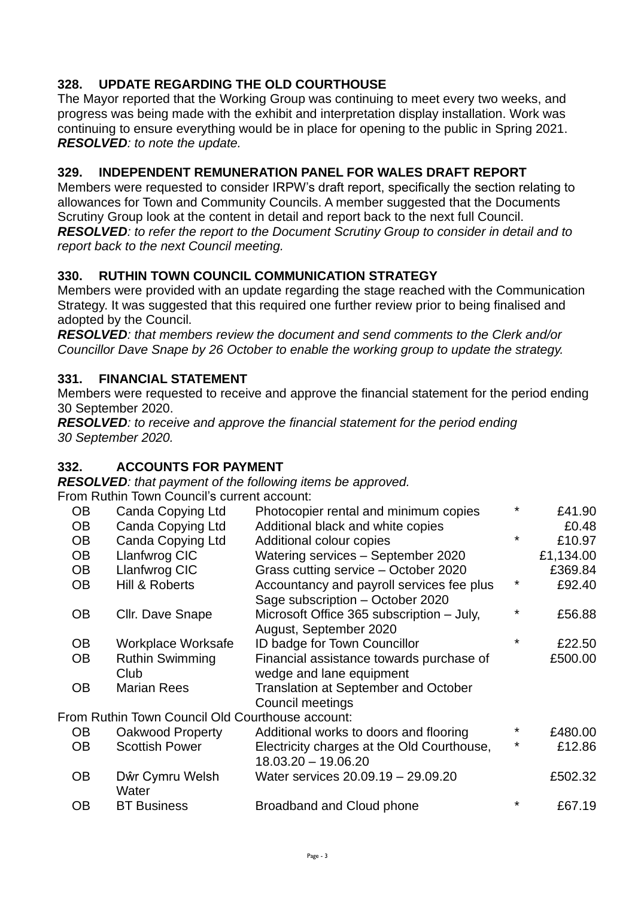### 328. UPDATE REGARDING THE OLD COURTHOUSE

The Mayor reported that the Working Group was continuing to meet every two weeks, and progress was being made with the exhibit and interpretation display installation. Work was continuing to ensure everything would be in place for opening to the public in Spring 2021.
***RESOLVED****: to note the update.*

### 329. INDEPENDENT REMUNERATION PANEL FOR WALES DRAFT REPORT

Members were requested to consider IRPW's draft report, specifically the section relating to allowances for Town and Community Councils. A member suggested that the Documents Scrutiny Group look at the content in detail and report back to the next full Council.
***RESOLVED****: to refer the report to the Document Scrutiny Group to consider in detail and to report back to the next Council meeting.*

### 330. RUTHIN TOWN COUNCIL COMMUNICATION STRATEGY

Members were provided with an update regarding the stage reached with the Communication Strategy. It was suggested that this required one further review prior to being finalised and adopted by the Council.
***RESOLVED****: that members review the document and send comments to the Clerk and/or Councillor Dave Snape by 26 October to enable the working group to update the strategy.*

### 331. FINANCIAL STATEMENT

Members were requested to receive and approve the financial statement for the period ending 30 September 2020.
***RESOLVED****: to receive and approve the financial statement for the period ending 30 September 2020.*

### 332. ACCOUNTS FOR PAYMENT

***RESOLVED****: that payment of the following items be approved.*

From Ruthin Town Council's current account:

| | | | | |
|---|---|---|---|---|
| OB | Canda Copying Ltd | Photocopier rental and minimum copies | * | £41.90 |
| OB | Canda Copying Ltd | Additional black and white copies | | £0.48 |
| OB | Canda Copying Ltd | Additional colour copies | * | £10.97 |
| OB | Llanfwrog CIC | Watering services – September 2020 | | £1,134.00 |
| OB | Llanfwrog CIC | Grass cutting service – October 2020 | | £369.84 |
| OB | Hill & Roberts | Accountancy and payroll services fee plus Sage subscription – October 2020 | * | £92.40 |
| OB | Cllr. Dave Snape | Microsoft Office 365 subscription – July, August, September 2020 | * | £56.88 |
| OB | Workplace Worksafe | ID badge for Town Councillor | * | £22.50 |
| OB | Ruthin Swimming Club | Financial assistance towards purchase of wedge and lane equipment | | £500.00 |
| OB | Marian Rees | Translation at September and October Council meetings | | |

From Ruthin Town Council Old Courthouse account:

| | | | | |
|---|---|---|---|---|
| OB | Oakwood Property | Additional works to doors and flooring | * | £480.00 |
| OB | Scottish Power | Electricity charges at the Old Courthouse, 18.03.20 – 19.06.20 | * | £12.86 |
| OB | Dŵr Cymru Welsh Water | Water services 20.09.19 – 29.09.20 | | £502.32 |
| OB | BT Business | Broadband and Cloud phone | * | £67.19 |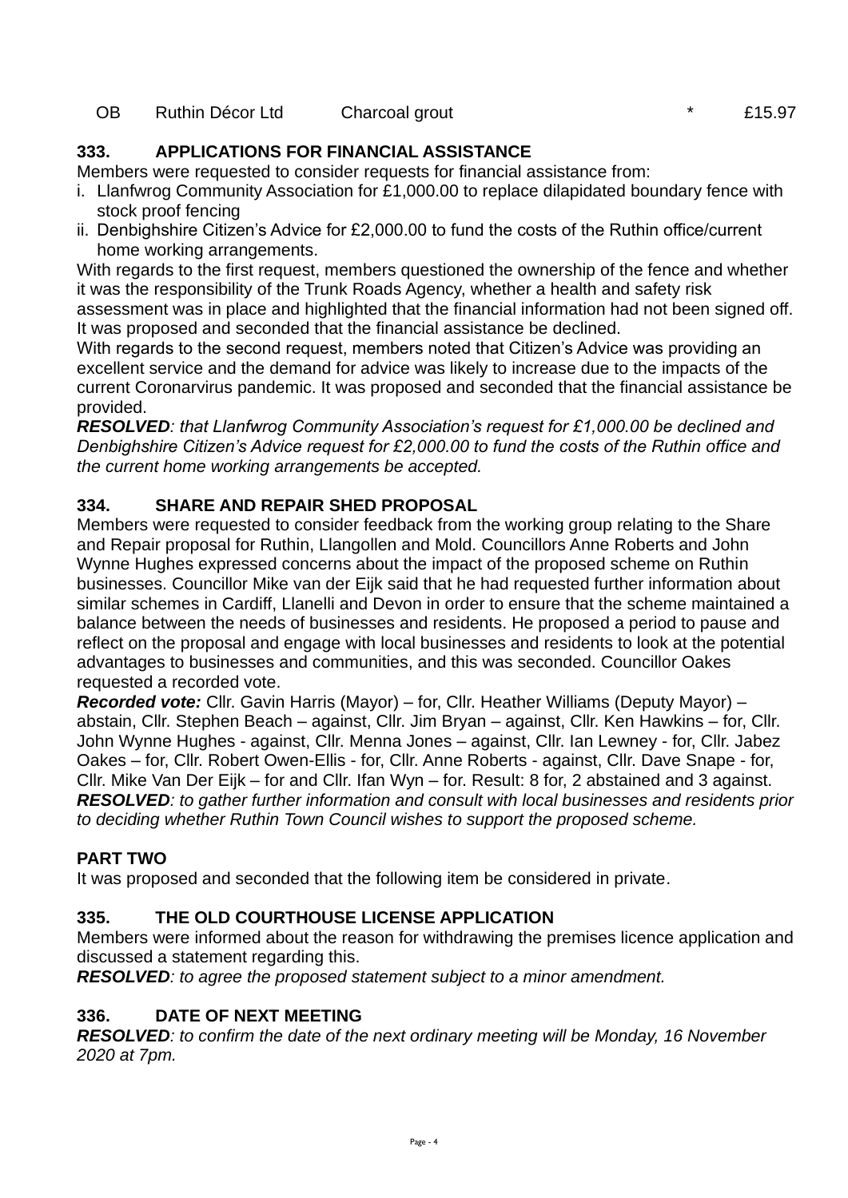| | | | | |
|---|---|---|---|---|
| OB | Ruthin Décor Ltd | Charcoal grout | * | £15.97 |

### 333. APPLICATIONS FOR FINANCIAL ASSISTANCE

Members were requested to consider requests for financial assistance from:

i. Llanfwrog Community Association for £1,000.00 to replace dilapidated boundary fence with stock proof fencing
ii. Denbighshire Citizen's Advice for £2,000.00 to fund the costs of the Ruthin office/current home working arrangements.

With regards to the first request, members questioned the ownership of the fence and whether it was the responsibility of the Trunk Roads Agency, whether a health and safety risk assessment was in place and highlighted that the financial information had not been signed off. It was proposed and seconded that the financial assistance be declined.

With regards to the second request, members noted that Citizen's Advice was providing an excellent service and the demand for advice was likely to increase due to the impacts of the current Coronarvirus pandemic. It was proposed and seconded that the financial assistance be provided.

***RESOLVED****: that Llanfwrog Community Association's request for £1,000.00 be declined and Denbighshire Citizen's Advice request for £2,000.00 to fund the costs of the Ruthin office and the current home working arrangements be accepted.*

### 334. SHARE AND REPAIR SHED PROPOSAL

Members were requested to consider feedback from the working group relating to the Share and Repair proposal for Ruthin, Llangollen and Mold. Councillors Anne Roberts and John Wynne Hughes expressed concerns about the impact of the proposed scheme on Ruthin businesses. Councillor Mike van der Eijk said that he had requested further information about similar schemes in Cardiff, Llanelli and Devon in order to ensure that the scheme maintained a balance between the needs of businesses and residents. He proposed a period to pause and reflect on the proposal and engage with local businesses and residents to look at the potential advantages to businesses and communities, and this was seconded. Councillor Oakes requested a recorded vote.

***Recorded vote:*** Cllr. Gavin Harris (Mayor) – for, Cllr. Heather Williams (Deputy Mayor) – abstain, Cllr. Stephen Beach – against, Cllr. Jim Bryan – against, Cllr. Ken Hawkins – for, Cllr. John Wynne Hughes - against, Cllr. Menna Jones – against, Cllr. Ian Lewney - for, Cllr. Jabez Oakes – for, Cllr. Robert Owen-Ellis - for, Cllr. Anne Roberts - against, Cllr. Dave Snape - for, Cllr. Mike Van Der Eijk – for and Cllr. Ifan Wyn – for. Result: 8 for, 2 abstained and 3 against.

***RESOLVED****: to gather further information and consult with local businesses and residents prior to deciding whether Ruthin Town Council wishes to support the proposed scheme.*

### PART TWO

It was proposed and seconded that the following item be considered in private.

### 335. THE OLD COURTHOUSE LICENSE APPLICATION

Members were informed about the reason for withdrawing the premises licence application and discussed a statement regarding this.

***RESOLVED****: to agree the proposed statement subject to a minor amendment.*

### 336. DATE OF NEXT MEETING

***RESOLVED****: to confirm the date of the next ordinary meeting will be Monday, 16 November 2020 at 7pm.*